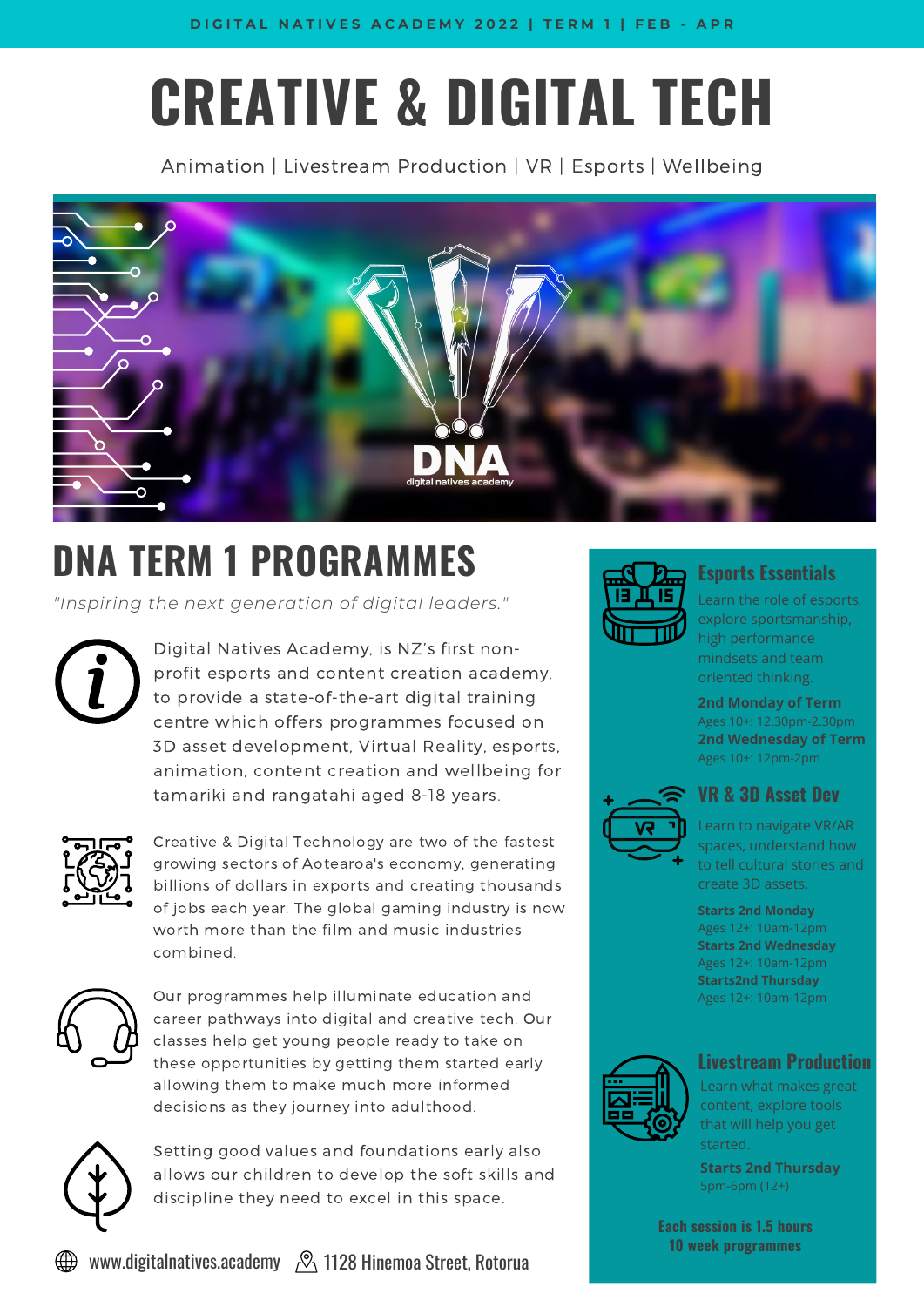DIGITAL NATIVES ACADEMY 2022 | TERM 1 | FEB - APR

# CREATIVE & DIGITAL TECH

Animation | Livestream Production | VR | Esports | Wellbeing

DNA
digital natives academy

## DNA TERM 1 PROGRAMMES

*"Inspiring the next generation of digital leaders."*

Digital Natives Academy, is NZ's first non-profit esports and content creation academy, to provide a state-of-the-art digital training centre which offers programmes focused on 3D asset development, Virtual Reality, esports, animation, content creation and wellbeing for tamariki and rangatahi aged 8-18 years.

Creative & Digital Technology are two of the fastest growing sectors of Aotearoa's economy, generating billions of dollars in exports and creating thousands of jobs each year. The global gaming industry is now worth more than the film and music industries combined.

Our programmes help illuminate education and career pathways into digital and creative tech. Our classes help get young people ready to take on these opportunities by getting them started early allowing them to make much more informed decisions as they journey into adulthood.

Setting good values and foundations early also allows our children to develop the soft skills and discipline they need to excel in this space.

### Esports Essentials

Learn the role of esports, explore sportsmanship, high performance mindsets and team oriented thinking.

**2nd Monday of Term**
Ages 10+: 12.30pm-2.30pm
**2nd Wednesday of Term**
Ages 10+: 12pm-2pm

### VR & 3D Asset Dev

Learn to navigate VR/AR spaces, understand how to tell cultural stories and create 3D assets.

**Starts 2nd Monday**
Ages 12+: 10am-12pm
**Starts 2nd Wednesday**
Ages 12+: 10am-12pm
**Starts2nd Thursday**
Ages 12+: 10am-12pm

### Livestream Production

Learn what makes great content, explore tools that will help you get started.

**Starts 2nd Thursday**
5pm-6pm (12+)

**Each session is 1.5 hours**
**10 week programmes**

www.digitalnatives.academy 1128 Hinemoa Street, Rotorua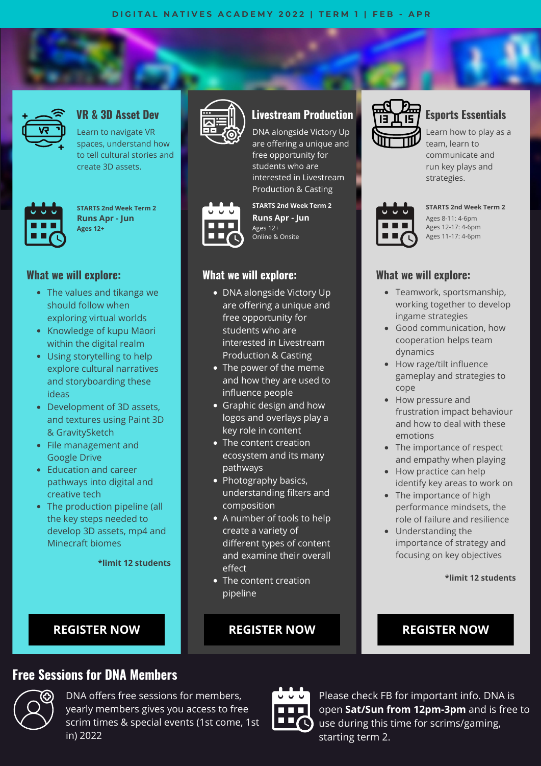DIGITAL NATIVES ACADEMY 2022 | TERM 1 | FEB - APR

## VR & 3D Asset Dev

Learn to navigate VR spaces, understand how to tell cultural stories and create 3D assets.

STARTS 2nd Week Term 2
**Runs Apr - Jun**
**Ages 12+**

### What we will explore:

- The values and tikanga we should follow when exploring virtual worlds
- Knowledge of kupu Māori within the digital realm
- Using storytelling to help explore cultural narratives and storyboarding these ideas
- Development of 3D assets, and textures using Paint 3D & GravitySketch
- File management and Google Drive
- Education and career pathways into digital and creative tech
- The production pipeline (all the key steps needed to develop 3D assets, mp4 and Minecraft biomes

**\*limit 12 students**

**REGISTER NOW**

## Livestream Production

DNA alongside Victory Up are offering a unique and free opportunity for students who are interested in Livestream Production & Casting

STARTS 2nd Week Term 2
**Runs Apr - Jun**
Ages 12+
Online & Onsite

### What we will explore:

- DNA alongside Victory Up are offering a unique and free opportunity for students who are interested in Livestream Production & Casting
- The power of the meme and how they are used to influence people
- Graphic design and how logos and overlays play a key role in content
- The content creation ecosystem and its many pathways
- Photography basics, understanding filters and composition
- A number of tools to help create a variety of different types of content and examine their overall effect
- The content creation pipeline

**REGISTER NOW**

## Esports Essentials

Learn how to play as a team, learn to communicate and run key plays and strategies.

STARTS 2nd Week Term 2
Ages 8-11: 4-6pm
Ages 12-17: 4-6pm
Ages 11-17: 4-6pm

### What we will explore:

- Teamwork, sportsmanship, working together to develop ingame strategies
- Good communication, how cooperation helps team dynamics
- How rage/tilt influence gameplay and strategies to cope
- How pressure and frustration impact behaviour and how to deal with these emotions
- The importance of respect and empathy when playing
- How practice can help identify key areas to work on
- The importance of high performance mindsets, the role of failure and resilience
- Understanding the importance of strategy and focusing on key objectives

**\*limit 12 students**

**REGISTER NOW**

## Free Sessions for DNA Members

DNA offers free sessions for members, yearly members gives you access to free scrim times & special events (1st come, 1st in) 2022

Please check FB for important info. DNA is open **Sat/Sun from 12pm-3pm** and is free to use during this time for scrims/gaming, starting term 2.